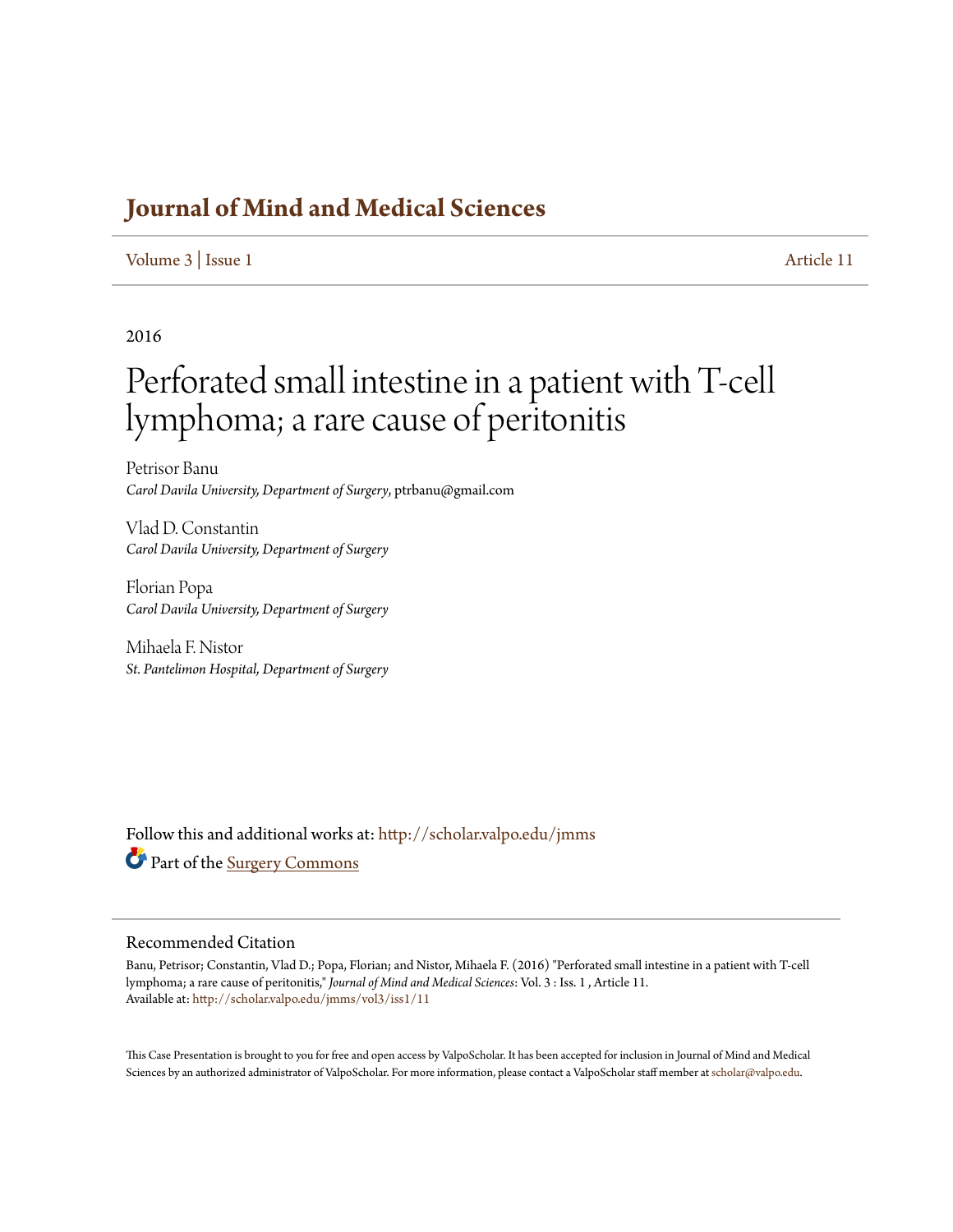# Journal of Mind and Medical Sciences

Volume 3 | Issue 1 Article 11

2016

# Perforated small intestine in a patient with T-cell lymphoma; a rare cause of peritonitis

Petrisor Banu
*Carol Davila University, Department of Surgery*, ptrbanu@gmail.com

Vlad D. Constantin
*Carol Davila University, Department of Surgery*

Florian Popa
*Carol Davila University, Department of Surgery*

Mihaela F. Nistor
*St. Pantelimon Hospital, Department of Surgery*

Follow this and additional works at: http://scholar.valpo.edu/jmms

Part of the Surgery Commons

## Recommended Citation

Banu, Petrisor; Constantin, Vlad D.; Popa, Florian; and Nistor, Mihaela F. (2016) "Perforated small intestine in a patient with T-cell lymphoma; a rare cause of peritonitis," *Journal of Mind and Medical Sciences*: Vol. 3 : Iss. 1 , Article 11.
Available at: http://scholar.valpo.edu/jmms/vol3/iss1/11

This Case Presentation is brought to you for free and open access by ValpoScholar. It has been accepted for inclusion in Journal of Mind and Medical Sciences by an authorized administrator of ValpoScholar. For more information, please contact a ValpoScholar staff member at scholar@valpo.edu.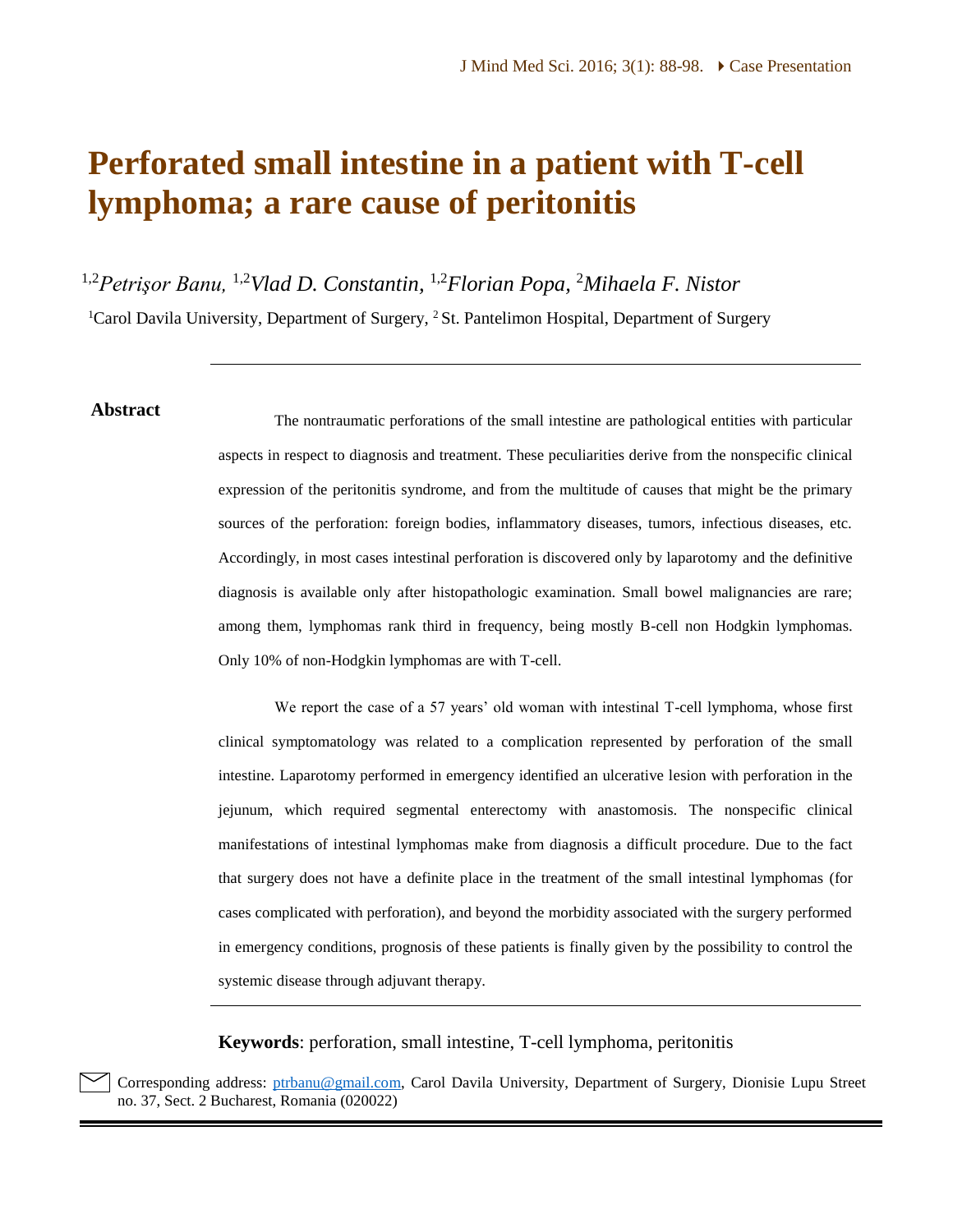# Perforated small intestine in a patient with T-cell lymphoma; a rare cause of peritonitis

[1,2]*Petrişor Banu,* [1,2]*Vlad D. Constantin,* [1,2]*Florian Popa,* [2]*Mihaela F. Nistor*

[1]Carol Davila University, Department of Surgery, [2] St. Pantelimon Hospital, Department of Surgery

## Abstract

The nontraumatic perforations of the small intestine are pathological entities with particular aspects in respect to diagnosis and treatment. These peculiarities derive from the nonspecific clinical expression of the peritonitis syndrome, and from the multitude of causes that might be the primary sources of the perforation: foreign bodies, inflammatory diseases, tumors, infectious diseases, etc. Accordingly, in most cases intestinal perforation is discovered only by laparotomy and the definitive diagnosis is available only after histopathologic examination. Small bowel malignancies are rare; among them, lymphomas rank third in frequency, being mostly B-cell non Hodgkin lymphomas. Only 10% of non-Hodgkin lymphomas are with T-cell.

We report the case of a 57 years' old woman with intestinal T-cell lymphoma, whose first clinical symptomatology was related to a complication represented by perforation of the small intestine. Laparotomy performed in emergency identified an ulcerative lesion with perforation in the jejunum, which required segmental enterectomy with anastomosis. The nonspecific clinical manifestations of intestinal lymphomas make from diagnosis a difficult procedure. Due to the fact that surgery does not have a definite place in the treatment of the small intestinal lymphomas (for cases complicated with perforation), and beyond the morbidity associated with the surgery performed in emergency conditions, prognosis of these patients is finally given by the possibility to control the systemic disease through adjuvant therapy.

**Keywords**: perforation, small intestine, T-cell lymphoma, peritonitis

Corresponding address: ptrbanu@gmail.com, Carol Davila University, Department of Surgery, Dionisie Lupu Street no. 37, Sect. 2 Bucharest, Romania (020022)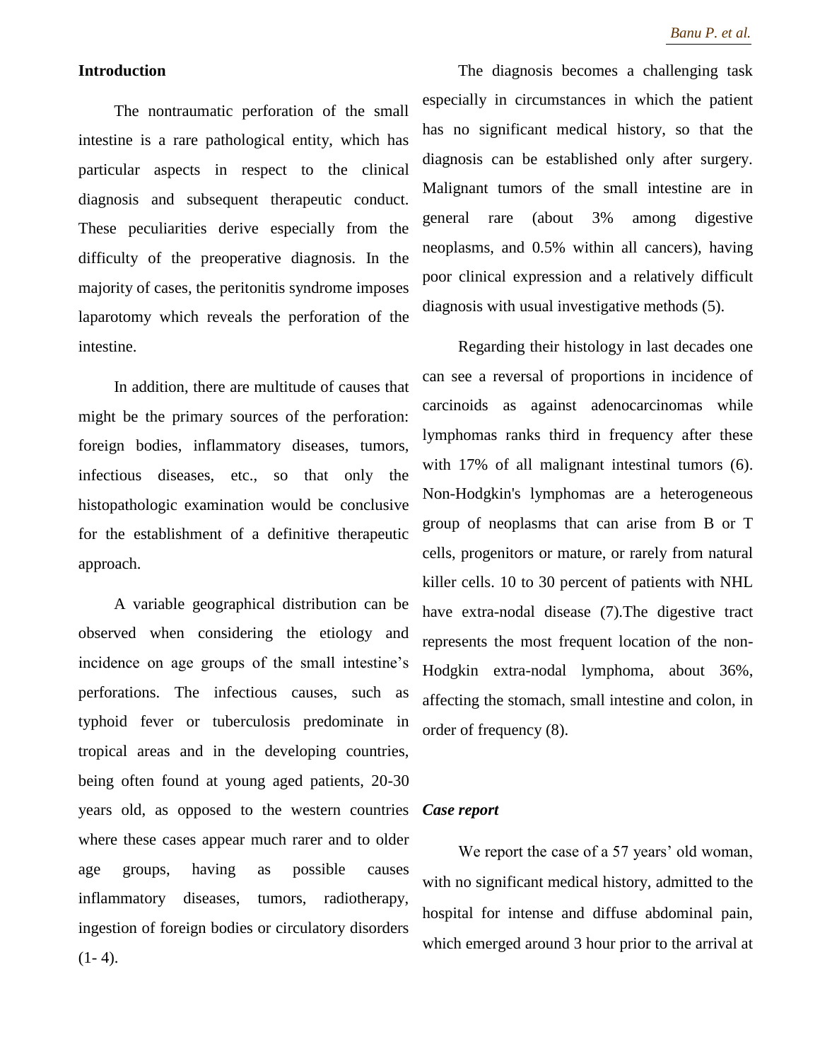## Introduction

The nontraumatic perforation of the small intestine is a rare pathological entity, which has particular aspects in respect to the clinical diagnosis and subsequent therapeutic conduct. These peculiarities derive especially from the difficulty of the preoperative diagnosis. In the majority of cases, the peritonitis syndrome imposes laparotomy which reveals the perforation of the intestine.

In addition, there are multitude of causes that might be the primary sources of the perforation: foreign bodies, inflammatory diseases, tumors, infectious diseases, etc., so that only the histopathologic examination would be conclusive for the establishment of a definitive therapeutic approach.

A variable geographical distribution can be observed when considering the etiology and incidence on age groups of the small intestine's perforations. The infectious causes, such as typhoid fever or tuberculosis predominate in tropical areas and in the developing countries, being often found at young aged patients, 20-30 years old, as opposed to the western countries where these cases appear much rarer and to older age groups, having as possible causes inflammatory diseases, tumors, radiotherapy, ingestion of foreign bodies or circulatory disorders (1- 4).

The diagnosis becomes a challenging task especially in circumstances in which the patient has no significant medical history, so that the diagnosis can be established only after surgery. Malignant tumors of the small intestine are in general rare (about 3% among digestive neoplasms, and 0.5% within all cancers), having poor clinical expression and a relatively difficult diagnosis with usual investigative methods (5).

Regarding their histology in last decades one can see a reversal of proportions in incidence of carcinoids as against adenocarcinomas while lymphomas ranks third in frequency after these with 17% of all malignant intestinal tumors (6). Non-Hodgkin's lymphomas are a heterogeneous group of neoplasms that can arise from B or T cells, progenitors or mature, or rarely from natural killer cells. 10 to 30 percent of patients with NHL have extra-nodal disease (7).The digestive tract represents the most frequent location of the non-Hodgkin extra-nodal lymphoma, about 36%, affecting the stomach, small intestine and colon, in order of frequency (8).

## *Case report*

We report the case of a 57 years' old woman, with no significant medical history, admitted to the hospital for intense and diffuse abdominal pain, which emerged around 3 hour prior to the arrival at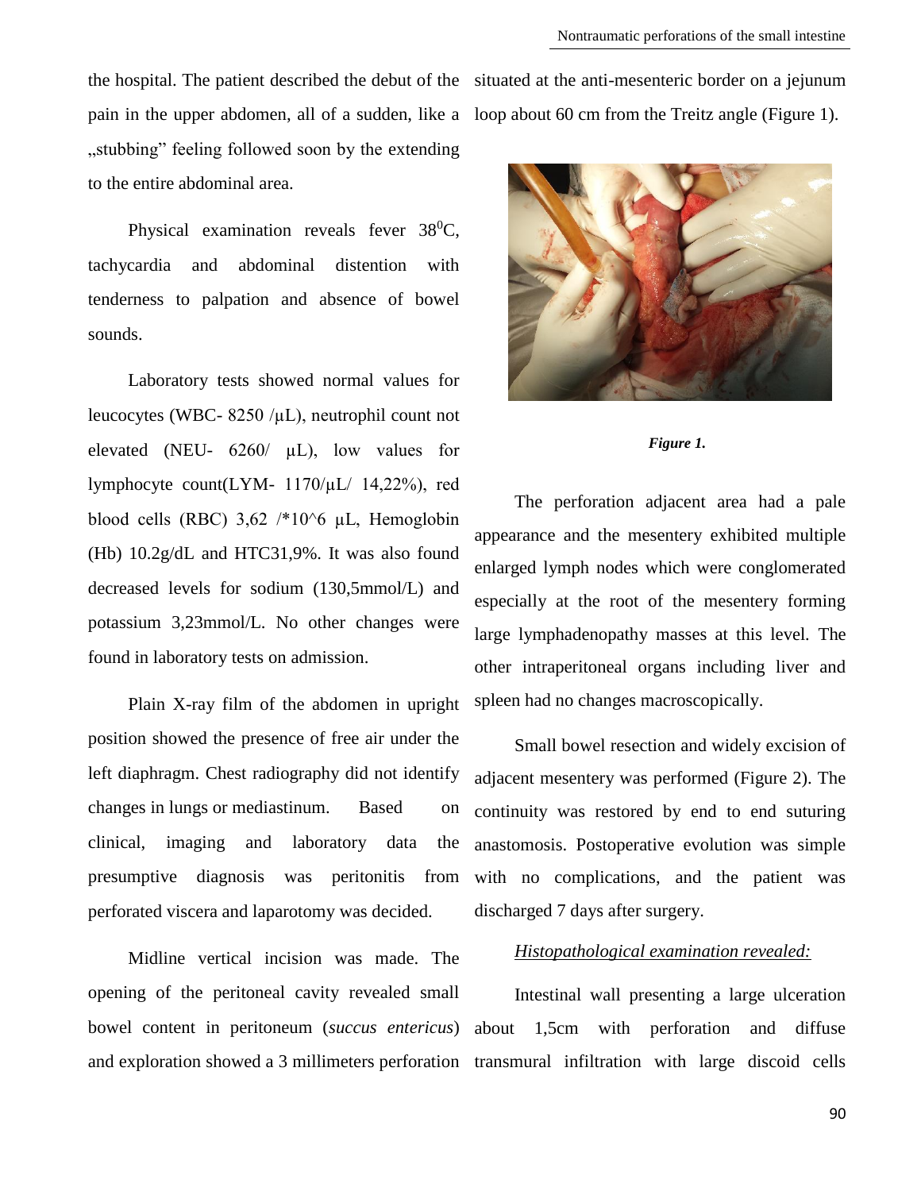the hospital. The patient described the debut of the pain in the upper abdomen, all of a sudden, like a „stubbing" feeling followed soon by the extending to the entire abdominal area.

Physical examination reveals fever $38^0$C, tachycardia and abdominal distention with tenderness to palpation and absence of bowel sounds.

Laboratory tests showed normal values for leucocytes (WBC- 8250 /μL), neutrophil count not elevated (NEU- 6260/ μL), low values for lymphocyte count(LYM- 1170/μL/ 14,22%), red blood cells (RBC) 3,62 /*10^6 μL, Hemoglobin (Hb) 10.2g/dL and HTC31,9%. It was also found decreased levels for sodium (130,5mmol/L) and potassium 3,23mmol/L. No other changes were found in laboratory tests on admission.

Plain X-ray film of the abdomen in upright position showed the presence of free air under the left diaphragm. Chest radiography did not identify changes in lungs or mediastinum. Based on clinical, imaging and laboratory data the presumptive diagnosis was peritonitis from perforated viscera and laparotomy was decided.

Midline vertical incision was made. The opening of the peritoneal cavity revealed small bowel content in peritoneum (*succus entericus*) and exploration showed a 3 millimeters perforation situated at the anti-mesenteric border on a jejunum loop about 60 cm from the Treitz angle (Figure 1).

***Figure 1.***

The perforation adjacent area had a pale appearance and the mesentery exhibited multiple enlarged lymph nodes which were conglomerated especially at the root of the mesentery forming large lymphadenopathy masses at this level. The other intraperitoneal organs including liver and spleen had no changes macroscopically.

Small bowel resection and widely excision of adjacent mesentery was performed (Figure 2). The continuity was restored by end to end suturing anastomosis. Postoperative evolution was simple with no complications, and the patient was discharged 7 days after surgery.

*Histopathological examination revealed:*

Intestinal wall presenting a large ulceration about 1,5cm with perforation and diffuse transmural infiltration with large discoid cells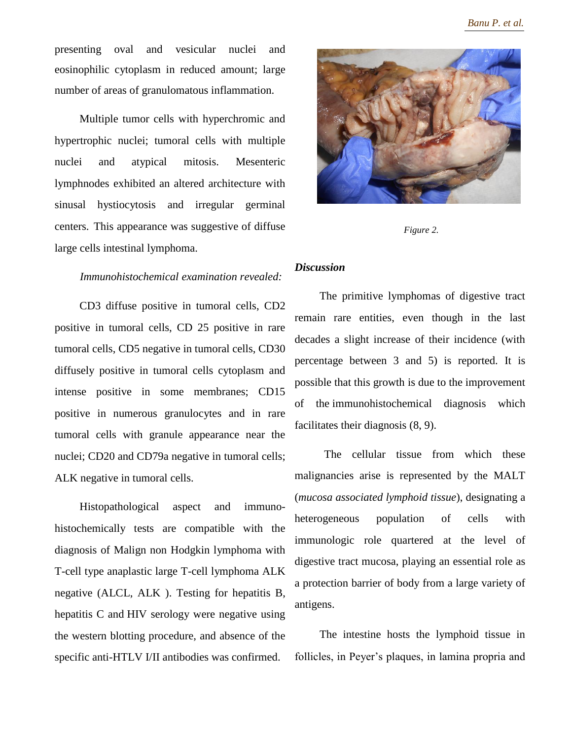presenting oval and vesicular nuclei and eosinophilic cytoplasm in reduced amount; large number of areas of granulomatous inflammation.

Multiple tumor cells with hyperchromic and hypertrophic nuclei; tumoral cells with multiple nuclei and atypical mitosis. Mesenteric lymphnodes exhibited an altered architecture with sinusal hystiocytosis and irregular germinal centers. This appearance was suggestive of diffuse large cells intestinal lymphoma.

*Immunohistochemical examination revealed:*

CD3 diffuse positive in tumoral cells, CD2 positive in tumoral cells, CD 25 positive in rare tumoral cells, CD5 negative in tumoral cells, CD30 diffusely positive in tumoral cells cytoplasm and intense positive in some membranes; CD15 positive in numerous granulocytes and in rare tumoral cells with granule appearance near the nuclei; CD20 and CD79a negative in tumoral cells; ALK negative in tumoral cells.

Histopathological aspect and immuno-histochemically tests are compatible with the diagnosis of Malign non Hodgkin lymphoma with T-cell type anaplastic large T-cell lymphoma ALK negative (ALCL, ALK ). Testing for hepatitis B, hepatitis C and HIV serology were negative using the western blotting procedure, and absence of the specific anti-HTLV I/II antibodies was confirmed.

*Figure 2.*

***Discussion***

The primitive lymphomas of digestive tract remain rare entities, even though in the last decades a slight increase of their incidence (with percentage between 3 and 5) is reported. It is possible that this growth is due to the improvement of the immunohistochemical diagnosis which facilitates their diagnosis (8, 9).

The cellular tissue from which these malignancies arise is represented by the MALT (*mucosa associated lymphoid tissue*), designating a heterogeneous population of cells with immunologic role quartered at the level of digestive tract mucosa, playing an essential role as a protection barrier of body from a large variety of antigens.

The intestine hosts the lymphoid tissue in follicles, in Peyer's plaques, in lamina propria and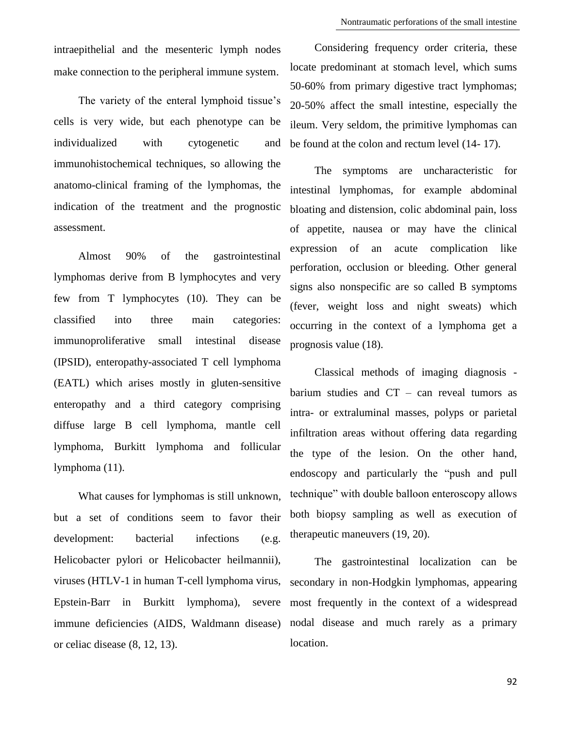intraepithelial and the mesenteric lymph nodes make connection to the peripheral immune system.

The variety of the enteral lymphoid tissue's cells is very wide, but each phenotype can be individualized with cytogenetic and immunohistochemical techniques, so allowing the anatomo-clinical framing of the lymphomas, the indication of the treatment and the prognostic assessment.

Almost 90% of the gastrointestinal lymphomas derive from B lymphocytes and very few from T lymphocytes (10). They can be classified into three main categories: immunoproliferative small intestinal disease (IPSID), enteropathy-associated T cell lymphoma (EATL) which arises mostly in gluten-sensitive enteropathy and a third category comprising diffuse large B cell lymphoma, mantle cell lymphoma, Burkitt lymphoma and follicular lymphoma (11).

What causes for lymphomas is still unknown, but a set of conditions seem to favor their development: bacterial infections (e.g. Helicobacter pylori or Helicobacter heilmannii), viruses (HTLV-1 in human T-cell lymphoma virus, Epstein-Barr in Burkitt lymphoma), severe immune deficiencies (AIDS, Waldmann disease) or celiac disease (8, 12, 13).

Considering frequency order criteria, these locate predominant at stomach level, which sums 50-60% from primary digestive tract lymphomas; 20-50% affect the small intestine, especially the ileum. Very seldom, the primitive lymphomas can be found at the colon and rectum level (14- 17).

The symptoms are uncharacteristic for intestinal lymphomas, for example abdominal bloating and distension, colic abdominal pain, loss of appetite, nausea or may have the clinical expression of an acute complication like perforation, occlusion or bleeding. Other general signs also nonspecific are so called B symptoms (fever, weight loss and night sweats) which occurring in the context of a lymphoma get a prognosis value (18).

Classical methods of imaging diagnosis - barium studies and CT – can reveal tumors as intra- or extraluminal masses, polyps or parietal infiltration areas without offering data regarding the type of the lesion. On the other hand, endoscopy and particularly the "push and pull technique" with double balloon enteroscopy allows both biopsy sampling as well as execution of therapeutic maneuvers (19, 20).

The gastrointestinal localization can be secondary in non-Hodgkin lymphomas, appearing most frequently in the context of a widespread nodal disease and much rarely as a primary location.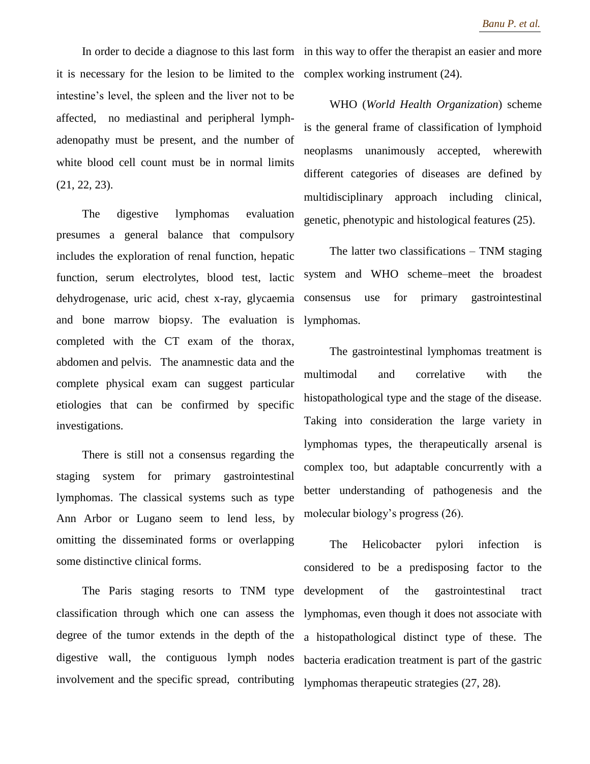In order to decide a diagnose to this last form it is necessary for the lesion to be limited to the intestine's level, the spleen and the liver not to be affected, no mediastinal and peripheral lymph-adenopathy must be present, and the number of white blood cell count must be in normal limits (21, 22, 23).

The digestive lymphomas evaluation presumes a general balance that compulsory includes the exploration of renal function, hepatic function, serum electrolytes, blood test, lactic dehydrogenase, uric acid, chest x-ray, glycaemia and bone marrow biopsy. The evaluation is completed with the CT exam of the thorax, abdomen and pelvis. The anamnestic data and the complete physical exam can suggest particular etiologies that can be confirmed by specific investigations.

There is still not a consensus regarding the staging system for primary gastrointestinal lymphomas. The classical systems such as type Ann Arbor or Lugano seem to lend less, by omitting the disseminated forms or overlapping some distinctive clinical forms.

The Paris staging resorts to TNM type classification through which one can assess the degree of the tumor extends in the depth of the digestive wall, the contiguous lymph nodes involvement and the specific spread, contributing in this way to offer the therapist an easier and more complex working instrument (24).

WHO (*World Health Organization*) scheme is the general frame of classification of lymphoid neoplasms unanimously accepted, wherewith different categories of diseases are defined by multidisciplinary approach including clinical, genetic, phenotypic and histological features (25).

The latter two classifications – TNM staging system and WHO scheme–meet the broadest consensus use for primary gastrointestinal lymphomas.

The gastrointestinal lymphomas treatment is multimodal and correlative with the histopathological type and the stage of the disease. Taking into consideration the large variety in lymphomas types, the therapeutically arsenal is complex too, but adaptable concurrently with a better understanding of pathogenesis and the molecular biology's progress (26).

The Helicobacter pylori infection is considered to be a predisposing factor to the development of the gastrointestinal tract lymphomas, even though it does not associate with a histopathological distinct type of these. The bacteria eradication treatment is part of the gastric lymphomas therapeutic strategies (27, 28).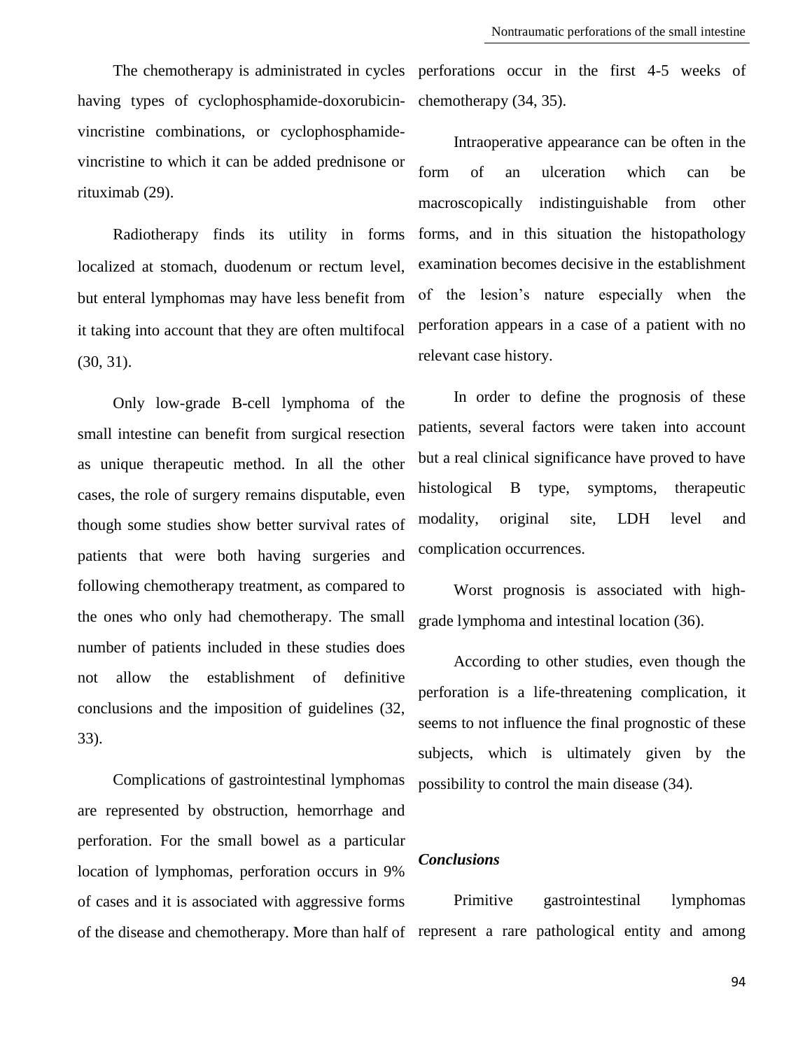The chemotherapy is administrated in cycles having types of cyclophosphamide-doxorubicin-vincristine combinations, or cyclophosphamide-vincristine to which it can be added prednisone or rituximab (29).

Radiotherapy finds its utility in forms localized at stomach, duodenum or rectum level, but enteral lymphomas may have less benefit from it taking into account that they are often multifocal (30, 31).

Only low-grade B-cell lymphoma of the small intestine can benefit from surgical resection as unique therapeutic method. In all the other cases, the role of surgery remains disputable, even though some studies show better survival rates of patients that were both having surgeries and following chemotherapy treatment, as compared to the ones who only had chemotherapy. The small number of patients included in these studies does not allow the establishment of definitive conclusions and the imposition of guidelines (32, 33).

Complications of gastrointestinal lymphomas are represented by obstruction, hemorrhage and perforation. For the small bowel as a particular location of lymphomas, perforation occurs in 9% of cases and it is associated with aggressive forms of the disease and chemotherapy. More than half of perforations occur in the first 4-5 weeks of chemotherapy (34, 35).

Intraoperative appearance can be often in the form of an ulceration which can be macroscopically indistinguishable from other forms, and in this situation the histopathology examination becomes decisive in the establishment of the lesion's nature especially when the perforation appears in a case of a patient with no relevant case history.

In order to define the prognosis of these patients, several factors were taken into account but a real clinical significance have proved to have histological B type, symptoms, therapeutic modality, original site, LDH level and complication occurrences.

Worst prognosis is associated with high-grade lymphoma and intestinal location (36).

According to other studies, even though the perforation is a life-threatening complication, it seems to not influence the final prognostic of these subjects, which is ultimately given by the possibility to control the main disease (34).

### *Conclusions*

Primitive gastrointestinal lymphomas represent a rare pathological entity and among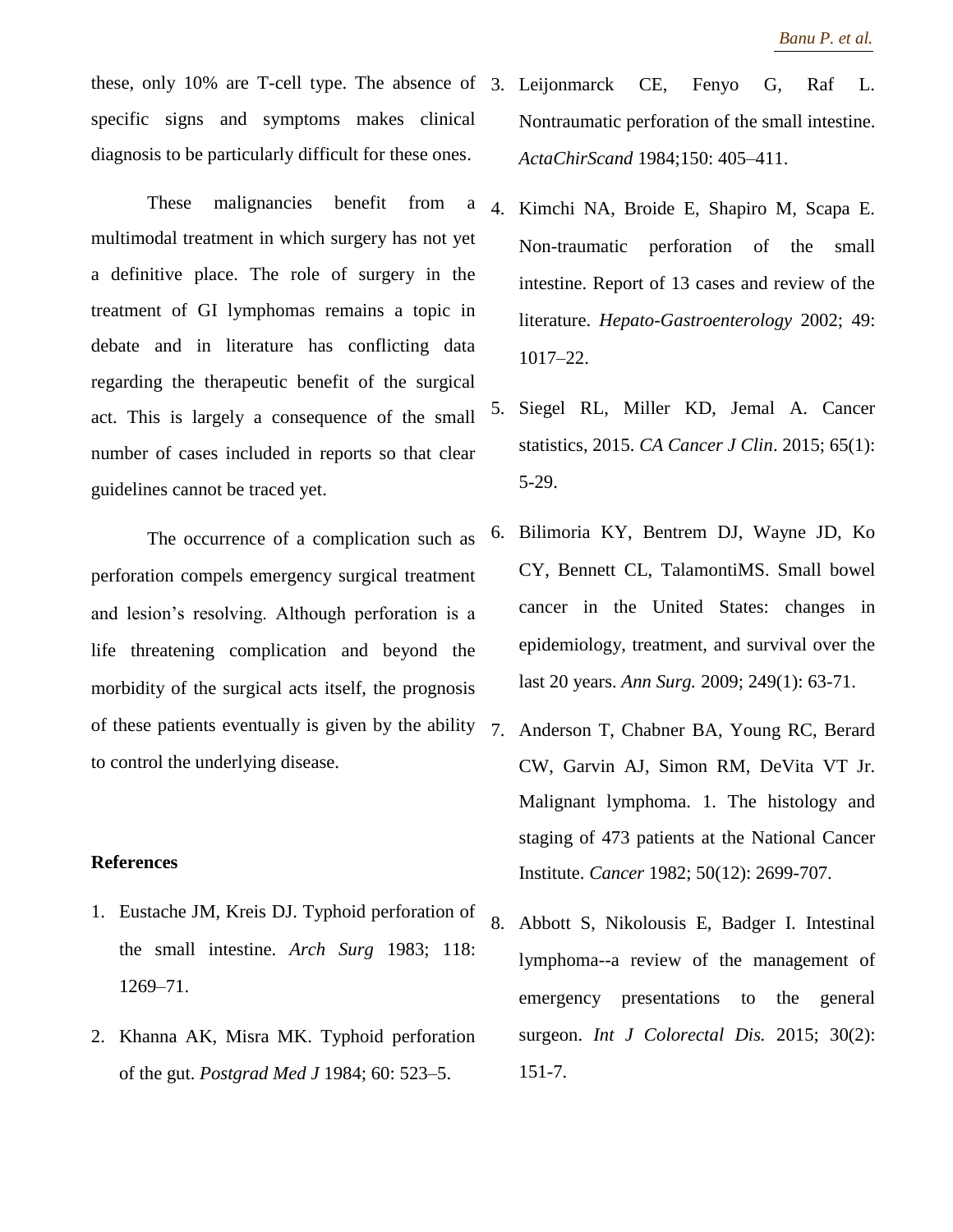these, only 10% are T-cell type. The absence of specific signs and symptoms makes clinical diagnosis to be particularly difficult for these ones.

These malignancies benefit from a multimodal treatment in which surgery has not yet a definitive place. The role of surgery in the treatment of GI lymphomas remains a topic in debate and in literature has conflicting data regarding the therapeutic benefit of the surgical act. This is largely a consequence of the small number of cases included in reports so that clear guidelines cannot be traced yet.

The occurrence of a complication such as perforation compels emergency surgical treatment and lesion's resolving. Although perforation is a life threatening complication and beyond the morbidity of the surgical acts itself, the prognosis of these patients eventually is given by the ability to control the underlying disease.

**References**

1. Eustache JM, Kreis DJ. Typhoid perforation of the small intestine. *Arch Surg* 1983; 118: 1269–71.
2. Khanna AK, Misra MK. Typhoid perforation of the gut. *Postgrad Med J* 1984; 60: 523–5.
3. Leijonmarck CE, Fenyo G, Raf L. Nontraumatic perforation of the small intestine. *ActaChirScand* 1984;150: 405–411.
4. Kimchi NA, Broide E, Shapiro M, Scapa E. Non-traumatic perforation of the small intestine. Report of 13 cases and review of the literature. *Hepato-Gastroenterology* 2002; 49: 1017–22.
5. Siegel RL, Miller KD, Jemal A. Cancer statistics, 2015. *CA Cancer J Clin*. 2015; 65(1): 5-29.
6. Bilimoria KY, Bentrem DJ, Wayne JD, Ko CY, Bennett CL, TalamontiMS. Small bowel cancer in the United States: changes in epidemiology, treatment, and survival over the last 20 years. *Ann Surg.* 2009; 249(1): 63-71.
7. Anderson T, Chabner BA, Young RC, Berard CW, Garvin AJ, Simon RM, DeVita VT Jr. Malignant lymphoma. 1. The histology and staging of 473 patients at the National Cancer Institute. *Cancer* 1982; 50(12): 2699-707.
8. Abbott S, Nikolousis E, Badger I. Intestinal lymphoma--a review of the management of emergency presentations to the general surgeon. *Int J Colorectal Dis.* 2015; 30(2): 151-7.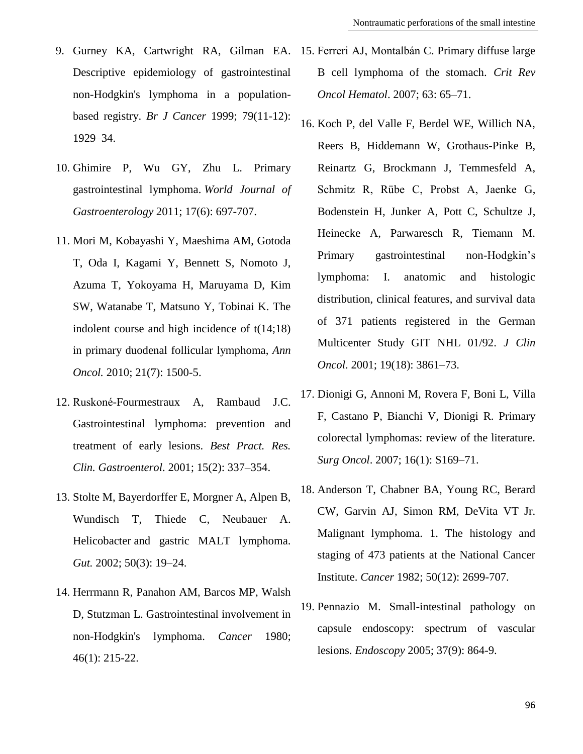9. Gurney KA, Cartwright RA, Gilman EA. Descriptive epidemiology of gastrointestinal non-Hodgkin's lymphoma in a population-based registry. *Br J Cancer* 1999; 79(11-12): 1929–34.

10. Ghimire P, Wu GY, Zhu L. Primary gastrointestinal lymphoma. *World Journal of Gastroenterology* 2011; 17(6): 697-707.

11. Mori M, Kobayashi Y, Maeshima AM, Gotoda T, Oda I, Kagami Y, Bennett S, Nomoto J, Azuma T, Yokoyama H, Maruyama D, Kim SW, Watanabe T, Matsuno Y, Tobinai K. The indolent course and high incidence of t(14;18) in primary duodenal follicular lymphoma, *Ann Oncol.* 2010; 21(7): 1500-5.

12. Ruskoné-Fourmestraux A, Rambaud J.C. Gastrointestinal lymphoma: prevention and treatment of early lesions. *Best Pract. Res. Clin. Gastroenterol*. 2001; 15(2): 337–354.

13. Stolte M, Bayerdorffer E, Morgner A, Alpen B, Wundisch T, Thiede C, Neubauer A. Helicobacter and gastric MALT lymphoma. *Gut.* 2002; 50(3): 19–24.

14. Herrmann R, Panahon AM, Barcos MP, Walsh D, Stutzman L. Gastrointestinal involvement in non-Hodgkin's lymphoma. *Cancer* 1980; 46(1): 215-22.

15. Ferreri AJ, Montalbán C. Primary diffuse large B cell lymphoma of the stomach. *Crit Rev Oncol Hematol*. 2007; 63: 65–71.

16. Koch P, del Valle F, Berdel WE, Willich NA, Reers B, Hiddemann W, Grothaus-Pinke B, Reinartz G, Brockmann J, Temmesfeld A, Schmitz R, Rübe C, Probst A, Jaenke G, Bodenstein H, Junker A, Pott C, Schultze J, Heinecke A, Parwaresch R, Tiemann M. Primary gastrointestinal non-Hodgkin's lymphoma: I. anatomic and histologic distribution, clinical features, and survival data of 371 patients registered in the German Multicenter Study GIT NHL 01/92. *J Clin Oncol*. 2001; 19(18): 3861–73.

17. Dionigi G, Annoni M, Rovera F, Boni L, Villa F, Castano P, Bianchi V, Dionigi R. Primary colorectal lymphomas: review of the literature. *Surg Oncol*. 2007; 16(1): S169–71.

18. Anderson T, Chabner BA, Young RC, Berard CW, Garvin AJ, Simon RM, DeVita VT Jr. Malignant lymphoma. 1. The histology and staging of 473 patients at the National Cancer Institute. *Cancer* 1982; 50(12): 2699-707.

19. Pennazio M. Small-intestinal pathology on capsule endoscopy: spectrum of vascular lesions. *Endoscopy* 2005; 37(9): 864-9.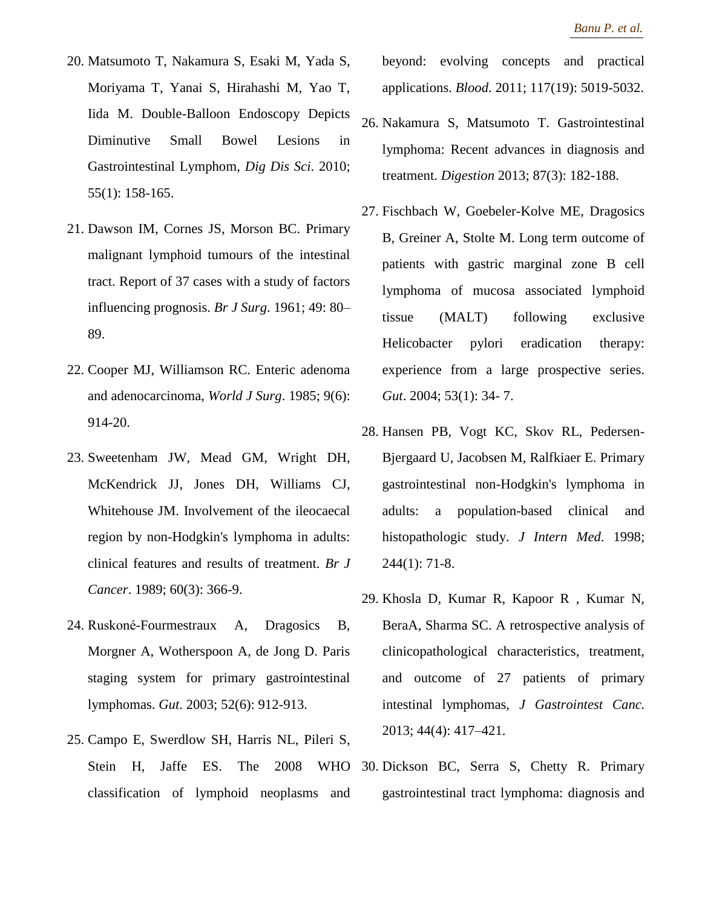20. Matsumoto T, Nakamura S, Esaki M, Yada S, Moriyama T, Yanai S, Hirahashi M, Yao T, Iida M. Double-Balloon Endoscopy Depicts Diminutive Small Bowel Lesions in Gastrointestinal Lymphom, *Dig Dis Sci*. 2010; 55(1): 158-165.

21. Dawson IM, Cornes JS, Morson BC. Primary malignant lymphoid tumours of the intestinal tract. Report of 37 cases with a study of factors influencing prognosis. *Br J Surg*. 1961; 49: 80–89.

22. Cooper MJ, Williamson RC. Enteric adenoma and adenocarcinoma, *World J Surg*. 1985; 9(6): 914-20.

23. Sweetenham JW, Mead GM, Wright DH, McKendrick JJ, Jones DH, Williams CJ, Whitehouse JM. Involvement of the ileocaecal region by non-Hodgkin's lymphoma in adults: clinical features and results of treatment. *Br J Cancer*. 1989; 60(3): 366-9.

24. Ruskoné-Fourmestraux A, Dragosics B, Morgner A, Wotherspoon A, de Jong D. Paris staging system for primary gastrointestinal lymphomas. *Gut*. 2003; 52(6): 912-913.

25. Campo E, Swerdlow SH, Harris NL, Pileri S, Stein H, Jaffe ES. The 2008 WHO classification of lymphoid neoplasms and beyond: evolving concepts and practical applications. *Blood*. 2011; 117(19): 5019-5032.

26. Nakamura S, Matsumoto T. Gastrointestinal lymphoma: Recent advances in diagnosis and treatment. *Digestion* 2013; 87(3): 182-188.

27. Fischbach W, Goebeler-Kolve ME, Dragosics B, Greiner A, Stolte M. Long term outcome of patients with gastric marginal zone B cell lymphoma of mucosa associated lymphoid tissue (MALT) following exclusive Helicobacter pylori eradication therapy: experience from a large prospective series. *Gut*. 2004; 53(1): 34- 7.

28. Hansen PB, Vogt KC, Skov RL, Pedersen-Bjergaard U, Jacobsen M, Ralfkiaer E. Primary gastrointestinal non-Hodgkin's lymphoma in adults: a population-based clinical and histopathologic study. *J Intern Med*. 1998; 244(1): 71-8.

29. Khosla D, Kumar R, Kapoor R , Kumar N, BeraA, Sharma SC. A retrospective analysis of clinicopathological characteristics, treatment, and outcome of 27 patients of primary intestinal lymphomas, *J Gastrointest Canc.* 2013; 44(4): 417–421.

30. Dickson BC, Serra S, Chetty R. Primary gastrointestinal tract lymphoma: diagnosis and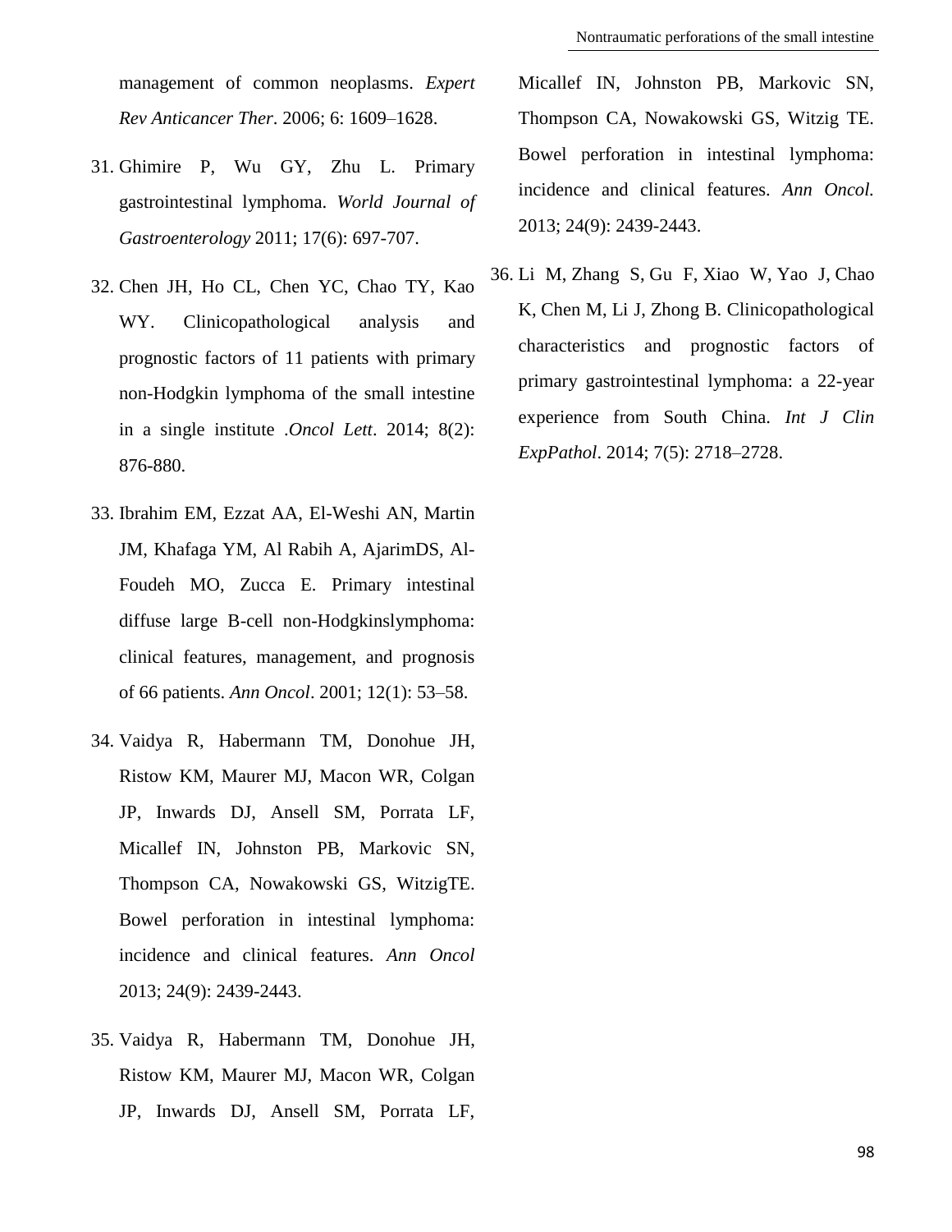management of common neoplasms. *Expert Rev Anticancer Ther*. 2006; 6: 1609–1628.

31. Ghimire P, Wu GY, Zhu L. Primary gastrointestinal lymphoma. *World Journal of Gastroenterology* 2011; 17(6): 697-707.

32. Chen JH, Ho CL, Chen YC, Chao TY, Kao WY. Clinicopathological analysis and prognostic factors of 11 patients with primary non-Hodgkin lymphoma of the small intestine in a single institute .*Oncol Lett*. 2014; 8(2): 876-880.

33. Ibrahim EM, Ezzat AA, El-Weshi AN, Martin JM, Khafaga YM, Al Rabih A, AjarimDS, Al-Foudeh MO, Zucca E. Primary intestinal diffuse large B-cell non-Hodgkinslymphoma: clinical features, management, and prognosis of 66 patients. *Ann Oncol*. 2001; 12(1): 53–58.

34. Vaidya R, Habermann TM, Donohue JH, Ristow KM, Maurer MJ, Macon WR, Colgan JP, Inwards DJ, Ansell SM, Porrata LF, Micallef IN, Johnston PB, Markovic SN, Thompson CA, Nowakowski GS, WitzigTE. Bowel perforation in intestinal lymphoma: incidence and clinical features. *Ann Oncol* 2013; 24(9): 2439-2443.

35. Vaidya R, Habermann TM, Donohue JH, Ristow KM, Maurer MJ, Macon WR, Colgan JP, Inwards DJ, Ansell SM, Porrata LF, Micallef IN, Johnston PB, Markovic SN, Thompson CA, Nowakowski GS, Witzig TE. Bowel perforation in intestinal lymphoma: incidence and clinical features. *Ann Oncol.* 2013; 24(9): 2439-2443.

36. Li M, Zhang S, Gu F, Xiao W, Yao J, Chao K, Chen M, Li J, Zhong B. Clinicopathological characteristics and prognostic factors of primary gastrointestinal lymphoma: a 22-year experience from South China. *Int J Clin ExpPathol*. 2014; 7(5): 2718–2728.